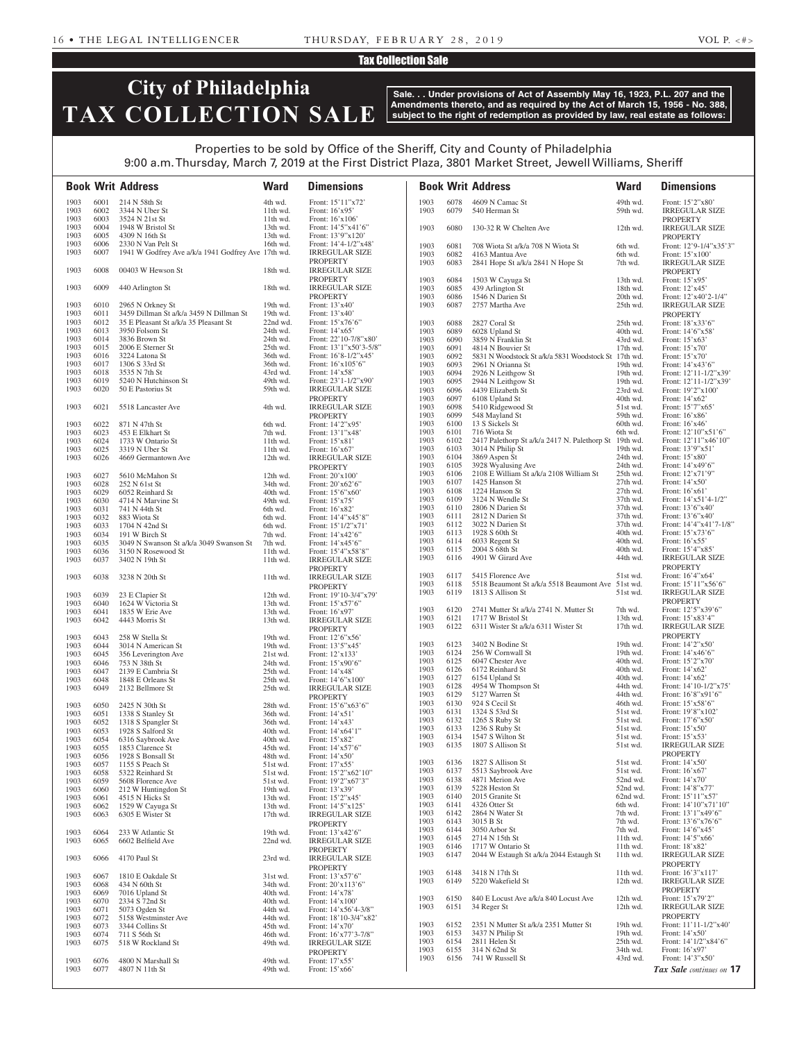## Tax Collection Sale

# City of Philadelphia TAX COLLECTION SALE

**Sale. . . Under provisions of Act of Assembly May 16, 1923, P.L. 207 and the Amendments thereto, and as required by the Act of March 15, 1956 - No. 388, subject to the right of redemption as provided by law, real estate as follows:**

Properties to be sold by Office of the Sheriff, City and County of Philadelphia
9:00 a.m. Thursday, March 7, 2019 at the First District Plaza, 3801 Market Street, Jewell Williams, Sheriff

| Book | Writ | Address | Ward | Dimensions |
|---|---|---|---|---|
| 1903 | 6001 | 214 N 58th St | 4th wd. | Front: 15'11"x72' |
| 1903 | 6002 | 3344 N Uber St | 11th wd. | Front: 16'x95' |
| 1903 | 6003 | 3524 N 21st St | 11th wd. | Front: 16'x106' |
| 1903 | 6004 | 1948 W Bristol St | 13th wd. | Front: 14'5"x41'6" |
| 1903 | 6005 | 4309 N 16th St | 13th wd. | Front: 13'9"x120' |
| 1903 | 6006 | 2330 N Van Pelt St | 16th wd. | Front: 14'4-1/2"x48' |
| 1903 | 6007 | 1941 W Godfrey Ave a/k/a 1941 Godfrey Ave | 17th wd. | IRREGULAR SIZE PROPERTY |
| 1903 | 6008 | 00403 W Hewson St | 18th wd. | IRREGULAR SIZE PROPERTY |
| 1903 | 6009 | 440 Arlington St | 18th wd. | IRREGULAR SIZE PROPERTY |
| 1903 | 6010 | 2965 N Orkney St | 19th wd. | Front: 13'x40' |
| 1903 | 6011 | 3459 Dillman St a/k/a 3459 N Dillman St | 19th wd. | Front: 13'x40' |
| 1903 | 6012 | 35 E Pleasant St a/k/a 35 Pleasant St | 22nd wd. | Front: 15'x76'6" |
| 1903 | 6013 | 3950 Folsom St | 24th wd. | Front: 14'x65' |
| 1903 | 6014 | 3836 Brown St | 24th wd. | Front: 22'10-7/8"x80' |
| 1903 | 6015 | 2006 E Sterner St | 25th wd. | Front: 13'1"x50'3-5/8" |
| 1903 | 6016 | 3224 Latona St | 36th wd. | Front: 16'8-1/2"x45' |
| 1903 | 6017 | 1306 S 33rd St | 36th wd. | Front: 16'x105'6" |
| 1903 | 6018 | 3535 N 7th St | 43rd wd. | Front: 14'x58' |
| 1903 | 6019 | 5240 N Hutchinson St | 49th wd. | Front: 23'1-1/2"x90' |
| 1903 | 6020 | 50 E Pastorius St | 59th wd. | IRREGULAR SIZE PROPERTY |
| 1903 | 6021 | 5518 Lancaster Ave | 4th wd. | IRREGULAR SIZE PROPERTY |
| 1903 | 6022 | 871 N 47th St | 6th wd. | Front: 14'2"x95' |
| 1903 | 6023 | 453 E Elkhart St | 7th wd. | Front: 13'1"x48' |
| 1903 | 6024 | 1733 W Ontario St | 11th wd. | Front: 15'x81' |
| 1903 | 6025 | 3319 N Uber St | 11th wd. | Front: 16'x67' |
| 1903 | 6026 | 4669 Germantown Ave | 12th wd. | IRREGULAR SIZE PROPERTY |
| 1903 | 6027 | 5610 McMahon St | 12th wd. | Front: 20'x100' |
| 1903 | 6028 | 252 N 61st St | 34th wd. | Front: 20'x62'6" |
| 1903 | 6029 | 6052 Reinhard St | 40th wd. | Front: 15'6"x60' |
| 1903 | 6030 | 4714 N Marvine St | 49th wd. | Front: 15'x75' |
| 1903 | 6031 | 741 N 44th St | 6th wd. | Front: 16'x82' |
| 1903 | 6032 | 883 Wiota St | 6th wd. | Front: 14'4"x45'8" |
| 1903 | 6033 | 1704 N 42nd St | 6th wd. | Front: 15'1/2"x71' |
| 1903 | 6034 | 191 W Birch St | 7th wd. | Front: 14'x42'6" |
| 1903 | 6035 | 3049 N Swanson St a/k/a 3049 Swanson St | 7th wd. | Front: 14'x45'6" |
| 1903 | 6036 | 3150 N Rosewood St | 11th wd. | Front: 15'4"x58'8" |
| 1903 | 6037 | 3402 N 19th St | 11th wd. | IRREGULAR SIZE PROPERTY |
| 1903 | 6038 | 3238 N 20th St | 11th wd. | IRREGULAR SIZE PROPERTY |
| 1903 | 6039 | 23 E Clapier St | 12th wd. | Front: 19'10-3/4"x79' |
| 1903 | 6040 | 1624 W Victoria St | 13th wd. | Front: 15'x57'6" |
| 1903 | 6041 | 1835 W Erie Ave | 13th wd. | Front: 16'x97' |
| 1903 | 6042 | 4443 Morris St | 13th wd. | IRREGULAR SIZE PROPERTY |
| 1903 | 6043 | 258 W Stella St | 19th wd. | Front: 12'6"x56' |
| 1903 | 6044 | 3014 N American St | 19th wd. | Front: 13'5"x45' |
| 1903 | 6045 | 356 Leverington Ave | 21st wd. | Front: 12'x133' |
| 1903 | 6046 | 753 N 38th St | 24th wd. | Front: 15'x90'6" |
| 1903 | 6047 | 2139 E Cambria St | 25th wd. | Front: 14'x48' |
| 1903 | 6048 | 1848 E Orleans St | 25th wd. | Front: 14'6"x100' |
| 1903 | 6049 | 2132 Bellmore St | 25th wd. | IRREGULAR SIZE PROPERTY |
| 1903 | 6050 | 2425 N 30th St | 28th wd. | Front: 15'6"x63'6" |
| 1903 | 6051 | 1338 S Stanley St | 36th wd. | Front: 14'x51' |
| 1903 | 6052 | 1318 S Spangler St | 36th wd. | Front: 14'x43' |
| 1903 | 6053 | 1928 S Salford St | 40th wd. | Front: 14'x64'1" |
| 1903 | 6054 | 6316 Saybrook Ave | 40th wd. | Front: 15'x82' |
| 1903 | 6055 | 1853 Clarence St | 45th wd. | Front: 14'x57'6" |
| 1903 | 6056 | 1928 S Bonsall St | 48th wd. | Front: 14'x50' |
| 1903 | 6057 | 1155 S Peach St | 51st wd. | Front: 17'x55' |
| 1903 | 6058 | 5322 Reinhard St | 51st wd. | Front: 15'2"x62'10" |
| 1903 | 6059 | 5608 Florence Ave | 51st wd. | Front: 19'2"x67'3" |
| 1903 | 6060 | 212 W Huntingdon St | 19th wd. | Front: 13'x39' |
| 1903 | 6061 | 4515 N Hicks St | 13th wd. | Front: 15'2"x45' |
| 1903 | 6062 | 1529 W Cayuga St | 13th wd. | Front: 14'5"x125' |
| 1903 | 6063 | 6305 E Wister St | 17th wd. | IRREGULAR SIZE PROPERTY |
| 1903 | 6064 | 233 W Atlantic St | 19th wd. | Front: 13'x42'6" |
| 1903 | 6065 | 6602 Belfield Ave | 22nd wd. | IRREGULAR SIZE PROPERTY |
| 1903 | 6066 | 4170 Paul St | 23rd wd. | IRREGULAR SIZE PROPERTY |
| 1903 | 6067 | 1810 E Oakdale St | 31st wd. | Front: 13'x57'6" |
| 1903 | 6068 | 434 N 60th St | 34th wd. | Front: 20'x113'6" |
| 1903 | 6069 | 7016 Upland St | 40th wd. | Front: 14'x78' |
| 1903 | 6070 | 2334 S 72nd St | 40th wd. | Front: 14'x100' |
| 1903 | 6071 | 5073 Ogden St | 44th wd. | Front: 14'x56'4-3/8" |
| 1903 | 6072 | 5158 Westminster Ave | 44th wd. | Front: 18'10-3/4"x82' |
| 1903 | 6073 | 3344 Collins St | 45th wd. | Front: 14'x70' |
| 1903 | 6074 | 711 S 56th St | 46th wd. | Front: 16'x77'3-7/8" |
| 1903 | 6075 | 518 W Rockland St | 49th wd. | IRREGULAR SIZE PROPERTY |
| 1903 | 6076 | 4800 N Marshall St | 49th wd. | Front: 17'x55' |
| 1903 | 6077 | 4807 N 11th St | 49th wd. | Front: 15'x66' |
| 1903 | 6078 | 4609 N Camac St | 49th wd. | Front: 15'2"x80' |
| 1903 | 6079 | 540 Herman St | 59th wd. | IRREGULAR SIZE PROPERTY |
| 1903 | 6080 | 130-32 R W Chelten Ave | 12th wd. | IRREGULAR SIZE PROPERTY |
| 1903 | 6081 | 708 Wiota St a/k/a 708 N Wiota St | 6th wd. | Front: 12'9-1/4"x35'3" |
| 1903 | 6082 | 4163 Mantua Ave | 6th wd. | Front: 15'x100' |
| 1903 | 6083 | 2841 Hope St a/k/a 2841 N Hope St | 7th wd. | IRREGULAR SIZE PROPERTY |
| 1903 | 6084 | 1503 W Cayuga St | 13th wd. | Front: 15'x95' |
| 1903 | 6085 | 439 Arlington St | 18th wd. | Front: 12'x45' |
| 1903 | 6086 | 1546 N Darien St | 20th wd. | Front: 12'x40'2-1/4" |
| 1903 | 6087 | 2757 Martha Ave | 25th wd. | IRREGULAR SIZE PROPERTY |
| 1903 | 6088 | 2827 Coral St | 25th wd. | Front: 18'x33'6" |
| 1903 | 6089 | 6028 Upland St | 40th wd. | Front: 14'6"x58' |
| 1903 | 6090 | 3859 N Franklin St | 43rd wd. | Front: 15'x63' |
| 1903 | 6091 | 4814 N Bouvier St | 17th wd. | Front: 15'x70' |
| 1903 | 6092 | 5831 N Woodstock St a/k/a 5831 Woodstock St | 17th wd. | Front: 15'x70' |
| 1903 | 6093 | 2961 N Orianna St | 19th wd. | Front: 14'x43'6" |
| 1903 | 6094 | 2926 N Leithgow St | 19th wd. | Front: 12'11-1/2"x39' |
| 1903 | 6095 | 2944 N Leithgow St | 19th wd. | Front: 12'11-1/2"x39' |
| 1903 | 6096 | 4439 Elizabeth St | 23rd wd. | Front: 19'2"x100' |
| 1903 | 6097 | 6108 Upland St | 40th wd. | Front: 14'x62' |
| 1903 | 6098 | 5410 Ridgewood St | 51st wd. | Front: 15'7"x65' |
| 1903 | 6099 | 548 Mayland St | 59th wd. | Front: 16'x86' |
| 1903 | 6100 | 13 S Sickels St | 60th wd. | Front: 16'x46' |
| 1903 | 6101 | 716 Wiota St | 6th wd. | Front: 12'10"x51'6" |
| 1903 | 6102 | 2417 Palethorp St a/k/a 2417 N. Palethorp St | 19th wd. | Front: 12'11"x46'10" |
| 1903 | 6103 | 3010 N Philip St | 19th wd. | Front: 13'9"x51' |
| 1903 | 6104 | 3869 Aspen St | 24th wd. | Front: 15'x80' |
| 1903 | 6105 | 3928 Wyalusing Ave | 24th wd. | Front: 14'x49'6" |
| 1903 | 6106 | 2108 E William St a/k/a 2108 William St | 25th wd. | Front: 12'x71'9" |
| 1903 | 6107 | 1425 Hanson St | 27th wd. | Front: 14'x50' |
| 1903 | 6108 | 1224 Hanson St | 27th wd. | Front: 16'x61' |
| 1903 | 6109 | 3124 N Wendle St | 37th wd. | Front: 14'x51'4-1/2" |
| 1903 | 6110 | 2806 N Darien St | 37th wd. | Front: 13'6"x40' |
| 1903 | 6111 | 2812 N Darien St | 37th wd. | Front: 13'6"x40' |
| 1903 | 6112 | 3022 N Darien St | 37th wd. | Front: 14'4"x41'7-1/8" |
| 1903 | 6113 | 1928 S 60th St | 40th wd. | Front: 15'x73'6" |
| 1903 | 6114 | 6033 Regent St | 40th wd. | Front: 16'x55' |
| 1903 | 6115 | 2004 S 68th St | 40th wd. | Front: 15'4"x85' |
| 1903 | 6116 | 4901 W Girard Ave | 44th wd. | IRREGULAR SIZE PROPERTY |
| 1903 | 6117 | 5415 Florence Ave | 51st wd. | Front: 16'4"x64' |
| 1903 | 6118 | 5518 Beaumont St a/k/a 5518 Beaumont Ave | 51st wd. | Front: 15'11"x56'6" |
| 1903 | 6119 | 1813 S Allison St | 51st wd. | IRREGULAR SIZE PROPERTY |
| 1903 | 6120 | 2741 Mutter St a/k/a 2741 N. Mutter St | 7th wd. | Front: 12'5"x39'6" |
| 1903 | 6121 | 1717 W Bristol St | 13th wd. | Front: 15'x83'4" |
| 1903 | 6122 | 6311 Wister St a/k/a 6311 Wister St | 17th wd. | IRREGULAR SIZE PROPERTY |
| 1903 | 6123 | 3402 N Bodine St | 19th wd. | Front: 14'2"x50' |
| 1903 | 6124 | 256 W Cornwall St | 19th wd. | Front: 14'x46'6" |
| 1903 | 6125 | 6047 Chester Ave | 40th wd. | Front: 15'2"x70' |
| 1903 | 6126 | 6172 Reinhard St | 40th wd. | Front: 14'x62' |
| 1903 | 6127 | 6154 Upland St | 40th wd. | Front: 14'x62' |
| 1903 | 6128 | 4954 W Thompson St | 44th wd. | Front: 14'10-1/2"x75' |
| 1903 | 6129 | 5127 Warren St | 44th wd. | Front: 16'8"x91'6" |
| 1903 | 6130 | 924 S Cecil St | 46th wd. | Front: 15'x58'6" |
| 1903 | 6131 | 1324 S 53rd St | 51st wd. | Front: 19'8"x102' |
| 1903 | 6132 | 1265 S Ruby St | 51st wd. | Front: 17'6"x50' |
| 1903 | 6133 | 1236 S Ruby St | 51st wd. | Front: 15'x50' |
| 1903 | 6134 | 1547 S Wilton St | 51st wd. | Front: 15'x53' |
| 1903 | 6135 | 1807 S Allison St | 51st wd. | IRREGULAR SIZE PROPERTY |
| 1903 | 6136 | 1827 S Allison St | 51st wd. | Front: 14'x50' |
| 1903 | 6137 | 5513 Saybrook Ave | 51st wd. | Front: 16'x67' |
| 1903 | 6138 | 4871 Merion Ave | 52nd wd. | Front: 14'x70' |
| 1903 | 6139 | 5228 Heston St | 52nd wd. | Front: 14'8"x77' |
| 1903 | 6140 | 2015 Granite St | 62nd wd. | Front: 15'11"x57' |
| 1903 | 6141 | 4326 Otter St | 6th wd. | Front: 14'10"x71'10" |
| 1903 | 6142 | 2864 N Water St | 7th wd. | Front: 13'1"x49'6" |
| 1903 | 6143 | 3015 B St | 7th wd. | Front: 13'6"x76'6" |
| 1903 | 6144 | 3050 Arbor St | 7th wd. | Front: 14'6"x45' |
| 1903 | 6145 | 2714 N 15th St | 11th wd. | Front: 14'5"x66' |
| 1903 | 6146 | 1717 W Ontario St | 11th wd. | Front: 18'x82' |
| 1903 | 6147 | 2044 W Estaugh St a/k/a 2044 Estaugh St | 11th wd. | IRREGULAR SIZE PROPERTY |
| 1903 | 6148 | 3418 N 17th St | 11th wd. | Front: 16'3"x117' |
| 1903 | 6149 | 5220 Wakefield St | 12th wd. | IRREGULAR SIZE PROPERTY |
| 1903 | 6150 | 840 E Locust Ave a/k/a 840 Locust Ave | 12th wd. | Front: 15'x79'2" |
| 1903 | 6151 | 34 Reger St | 12th wd. | IRREGULAR SIZE PROPERTY |
| 1903 | 6152 | 2351 N Mutter St a/k/a 2351 Mutter St | 19th wd. | Front: 11'11-1/2"x40' |
| 1903 | 6153 | 3437 N Philip St | 19th wd. | Front: 14'x50' |
| 1903 | 6154 | 2811 Helen St | 25th wd. | Front: 14'1/2"x84'6" |
| 1903 | 6155 | 314 N 62nd St | 34th wd. | Front: 16'x97' |
| 1903 | 6156 | 741 W Russell St | 43rd wd. | Front: 14'3"x50' |

*Tax Sale continues on* **17**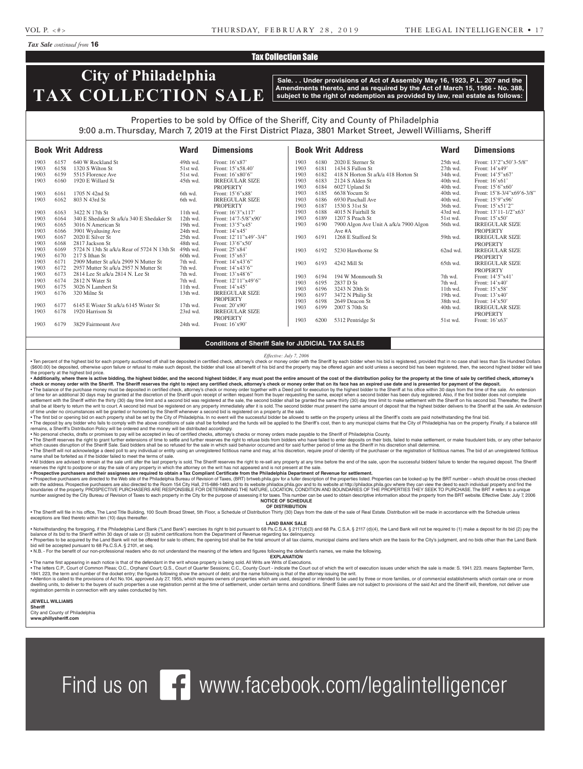*Tax Sale continued from* **16**

## Tax Collection Sale

# City of Philadelphia TAX COLLECTION SALE

**Sale. . . Under provisions of Act of Assembly May 16, 1923, P.L. 207 and the Amendments thereto, and as required by the Act of March 15, 1956 - No. 388, subject to the right of redemption as provided by law, real estate as follows:**

Properties to be sold by Office of the Sheriff, City and County of Philadelphia
9:00 a.m. Thursday, March 7, 2019 at the First District Plaza, 3801 Market Street, Jewell Williams, Sheriff

| Book | Writ | Address | Ward | Dimensions |
|---|---|---|---|---|
| 1903 | 6157 | 640 W Rockland St | 49th wd. | Front: 16'x87' |
| 1903 | 6158 | 1320 S Wilton St | 51st wd. | Front: 15'x58.40' |
| 1903 | 6159 | 5515 Florence Ave | 51st wd. | Front: 16'x80'6" |
| 1903 | 6160 | 1920 E Willard St | 45th wd. | IRREGULAR SIZE PROPERTY |
| 1903 | 6161 | 1705 N 42nd St | 6th wd. | Front: 15'6"x88' |
| 1903 | 6162 | 803 N 43rd St | 6th wd. | IRREGULAR SIZE PROPERTY |
| 1903 | 6163 | 3422 N 17th St | 11th wd. | Front: 16'3"x117' |
| 1903 | 6164 | 340 E Shedaker St a/k/a 340 E Shedaker St | 12th wd. | Front: 14'7-5/8"x90' |
| 1903 | 6165 | 3016 N American St | 19th wd. | Front: 13'5"x45' |
| 1903 | 6166 | 3901 Wyalusing Ave | 24th wd. | Front: 14'x45' |
| 1903 | 6167 | 2020 E Silver St | 25th wd. | Front: 12'11"x49'-3/4" |
| 1903 | 6168 | 2817 Jackson St | 48th wd. | Front: 13'6"x50' |
| 1903 | 6169 | 5724 N 13th St a/k/a Rear of 5724 N 13th St | 49th wd. | Front: 25'x84' |
| 1903 | 6170 | 217 S Ithan St | 60th wd. | Front: 15'x63' |
| 1903 | 6171 | 2909 Mutter St a/k/a 2909 N Mutter St | 7th wd. | Front: 14'x43'6" |
| 1903 | 6172 | 2957 Mutter St a/k/a 2957 N Mutter St | 7th wd. | Front: 14'x43'6" |
| 1903 | 6173 | 2814 Lee St a/k/a 2814 N. Lee St | 7th wd. | Front: 13'x48'6" |
| 1903 | 6174 | 2812 N Water St | 7th wd. | Front: 12'11"x49'6" |
| 1903 | 6175 | 3026 N Lambert St | 11th wd. | Front: 14'x45' |
| 1903 | 6176 | 320 Milne St | 13th wd. | IRREGULAR SIZE PROPERTY |
| 1903 | 6177 | 6145 E Wister St a/k/a 6145 Wister St | 17th wd. | Front: 20'x90' |
| 1903 | 6178 | 1920 Harrison St | 23rd wd. | IRREGULAR SIZE PROPERTY |
| 1903 | 6179 | 3829 Fairmount Ave | 24th wd. | Front: 16'x90' |
| 1903 | 6180 | 2020 E Sterner St | 25th wd. | Front: 13'2"x50'3-5/8" |
| 1903 | 6181 | 1434 S Fallon St | 27th wd. | Front: 14'x49' |
| 1903 | 6182 | 418 N Horton St a/k/a 418 Horton St | 34th wd. | Front: 14'5"x67' |
| 1903 | 6183 | 2124 S Alden St | 40th wd. | Front: 16'x61' |
| 1903 | 6184 | 6027 Upland St | 40th wd. | Front: 15'6"x60' |
| 1903 | 6185 | 6638 Yocum St | 40th wd. | Front: 15'8-3/4"x69'6-3/8" |
| 1903 | 6186 | 6930 Paschall Ave | 40th wd. | Front: 15'9"x96' |
| 1903 | 6187 | 1530 S 31st St | 36th wd. | Front: 15'x51'2" |
| 1903 | 6188 | 4015 N Fairhill St | 43rd wd. | Front: 13'11-1/2"x63' |
| 1903 | 6189 | 1207 S Peach St | 51st wd. | Front: 15'x50' |
| 1903 | 6190 | 7900 Algon Ave Unit A a/k/a 7900 Algon Ave #A | 56th wd. | IRREGULAR SIZE PROPERTY |
| 1903 | 6191 | 1268 E Stafford St | 59th wd. | IRREGULAR SIZE PROPERTY |
| 1903 | 6192 | 5230 Hawthorne St | 62nd wd. | IRREGULAR SIZE PROPERTY |
| 1903 | 6193 | 4242 Mill St | 65th wd. | IRREGULAR SIZE PROPERTY |
| 1903 | 6194 | 194 W Monmouth St | 7th wd. | Front: 14'5"x41' |
| 1903 | 6195 | 2837 D St | 7th wd. | Front: 14'x40' |
| 1903 | 6196 | 3243 N 20th St | 11th wd. | Front: 15'x58' |
| 1903 | 6197 | 3472 N Philip St | 19th wd. | Front: 13'x40' |
| 1903 | 6198 | 2649 Deacon St | 38th wd. | Front: 14'x50' |
| 1903 | 6199 | 2007 S 70th St | 40th wd. | IRREGULAR SIZE PROPERTY |
| 1903 | 6200 | 5312 Pentridge St | 51st wd. | Front: 16'x63' |

**Conditions of Sheriff Sale for JUDICIAL TAX SALES**

*Effective: July 7, 2006*

• Ten percent of the highest bid for each property auctioned off shall be deposited in certified check, attorney's check or money order with the Sheriff by each bidder when his bid is registered, provided that in no case shall less than Six Hundred Dollars ($600.00) be deposited, otherwise upon failure or refusal to make such deposit, the bidder shall lose all benefit of his bid and the property may be offered again and sold unless a second bid has been registered, then, the second highest bidder will take the property at the highest bid price.

• **Additionally, where there is active bidding, the highest bidder, and the second highest bidder, if any must post the entire amount of the cost of the distribution policy for the property at the time of sale by certified check, attorney's check or money order with the Sheriff. The Sheriff reserves the right to reject any certified check, attorney's check or money order that on its face has an expired use date and is presented for payment of the deposit.**

• The balance of the purchase money must be deposited in certified check, attorney's check or money order together with a Deed poll for execution by the highest bidder to the Sheriff at his office within 30 days from the time of the sale. An extension of time for an additional 30 days may be granted at the discretion of the Sheriff upon receipt of written request from the buyer requesting the same, except when a second bidder has been duly registered. Also, if the first bidder does not complete settlement with the Sheriff within the thirty (30) day time limit and a second bid was registered at the sale, the second bidder shall be granted the same thirty (30) day time limit to make settlement with the Sheriff on his second bid. Thereafter, the Sheriff shall be at liberty to return the writ to court. A second bid must be registered on any property immediately after it is sold. The second bidder must present the same amount of deposit that the highest bidder delivers to the Sheriff at the sale. An extension of time under no circumstances will be granted or honored by the Sheriff whenever a second bid is registered on a property at the sale.

• The first bid or opening bid on each property shall be set by the City of Philadelphia. In no event will the successful bidder be allowed to settle on the property unless all the Sheriff's costs are paid notwithstanding the final bid.

• The deposit by any bidder who fails to comply with the above conditions of sale shall be forfeited and the funds will be applied to the Sheriff's cost, then to any municipal claims that the City of Philadelphia has on the property. Finally, if a balance still remains, a Sheriff's Distribution Policy will be ordered and the money will be distributed accordingly.

• No personal checks, drafts or promises to pay will be accepted in lieu of certified checks, attorney's checks or money orders made payable to the Sheriff of Philadelphia County.

• The Sheriff reserves the right to grant further extensions of time to settle and further reserves the right to refuse bids from bidders who have failed to enter deposits on their bids, failed to make settlement, or make fraudulent bids, or any other behavior which causes disruption of the Sheriff Sale. Said bidders shall be so refused for the sale in which said behavior occurred and for said further period of time as the Sheriff in his discretion shall determine.

• The Sheriff will not acknowledge a deed poll to any individual or entity using an unregistered fictitious name and may, at his discretion, require proof of identity of the purchaser or the registration of fictitious names. The bid of an unregistered fictitious name shall be forfeited as if the bidder failed to meet the terms of sale.

• All bidders are advised to remain at the sale until after the last property is sold. The Sheriff reserves the right to re-sell any property at any time before the end of the sale, upon the successful bidders' failure to tender the required deposit. The Sheriff reserves the right to postpone or stay the sale of any property in which the attorney on the writ has not appeared and is not present at the sale.

• **Prospective purchasers and their assignees are required to obtain a Tax Compliant Certificate from the Philadelphia Department of Revenue for settlement.**

• Prospective purchasers are directed to the Web site of the Philadelphia Bureau of Revision of Taxes, (BRT) brtweb.phila.gov for a fuller description of the properties listed. Properties can be looked up by the BRT number – which should be cross checked with the address. Prospective purchasers are also directed to the Room 154 City Hall, 215-686-1483 and to its website philadox.phila.gov and to its website at http://philadox.phila.gov where they can view the deed to each individual property and find the boundaries of the property. PROSPECTIVE PURCHASERS ARE RESPONSIBLE FOR DETERMINING THE NATURE, LOCATION, CONDITION AND BOUNDARIES OF THE PROPERTIES THEY SEEK TO PURCHASE. The BRT # refers to a unique number assigned by the City Bureau of Revision of Taxes to each property in the City for the purpose of assessing it for taxes. This number can be used to obtain descriptive information about the property from the BRT website. Effective Date: July 7, 2006

**NOTICE OF SCHEDULE OF DISTRIBUTION**

• The Sheriff will file in his office, The Land Title Building, 100 South Broad Street, 5th Floor, a Schedule of Distribution Thirty (30) Days from the date of the sale of Real Estate. Distribution will be made in accordance with the Schedule unless exceptions are filed thereto within ten (10) days thereafter.

**LAND BANK SALE**

• Notwithstanding the foregoing, if the Philadelphia Land Bank ("Land Bank") exercises its right to bid pursuant to 68 Pa.C.S.A. § 2117(d)(3) and 68 Pa. C.S.A. § 2117 (d)(4), the Land Bank will not be required to (1) make a deposit for its bid (2) pay the balance of its bid to the Sheriff within 30 days of sale or (3) submit certifications from the Department of Revenue regarding tax delinquency.

• Properties to be acquired by the Land Bank will not be offered for sale to others; the opening bid shall be the total amount of all tax claims, municipal claims and liens which are the basis for the City's judgment, and no bids other than the Land Bank bid will be accepted pursuant to 68 Pa.C.S.A. § 2101, et seq.

• N.B. - For the benefit of our non-professional readers who do not understand the meaning of the letters and figures following the defendant's names, we make the following.

**EXPLANATION**

• The name first appearing in each notice is that of the defendant in the writ whose property is being sold. All Writs are Writs of Executions.

• The letters C.P., Court of Common Pleas; O.C., Orphans' Court; Q.S., Court of Quarter Sessions; C.C., County Court - indicate the Court out of which the writ of execution issues under which the sale is made: S. 1941. 223. means September Term, 1941. 223, the term and number of the docket entry; the figures following show the amount of debt; and the name following is that of the attorney issuing the writ.

• Attention is called to the provisions of Act No.104, approved July 27, 1955, which requires owners of properties which are used, designed or intended to be used by three or more families, or of commercial establishments which contain one or more dwelling units, to deliver to the buyers of such properties a use registration permit at the time of settlement, under certain terms and conditions. Sheriff Sales are not subject to provisions of the said Act and the Sheriff will, therefore, not deliver use registration permits in connection with any sales conducted by him.

**JEWELL WILLIAMS**
**Sheriff**
City and County of Philadelphia
**www.phillysheriff.com**

Find us on www.facebook.com/legalintelligencer